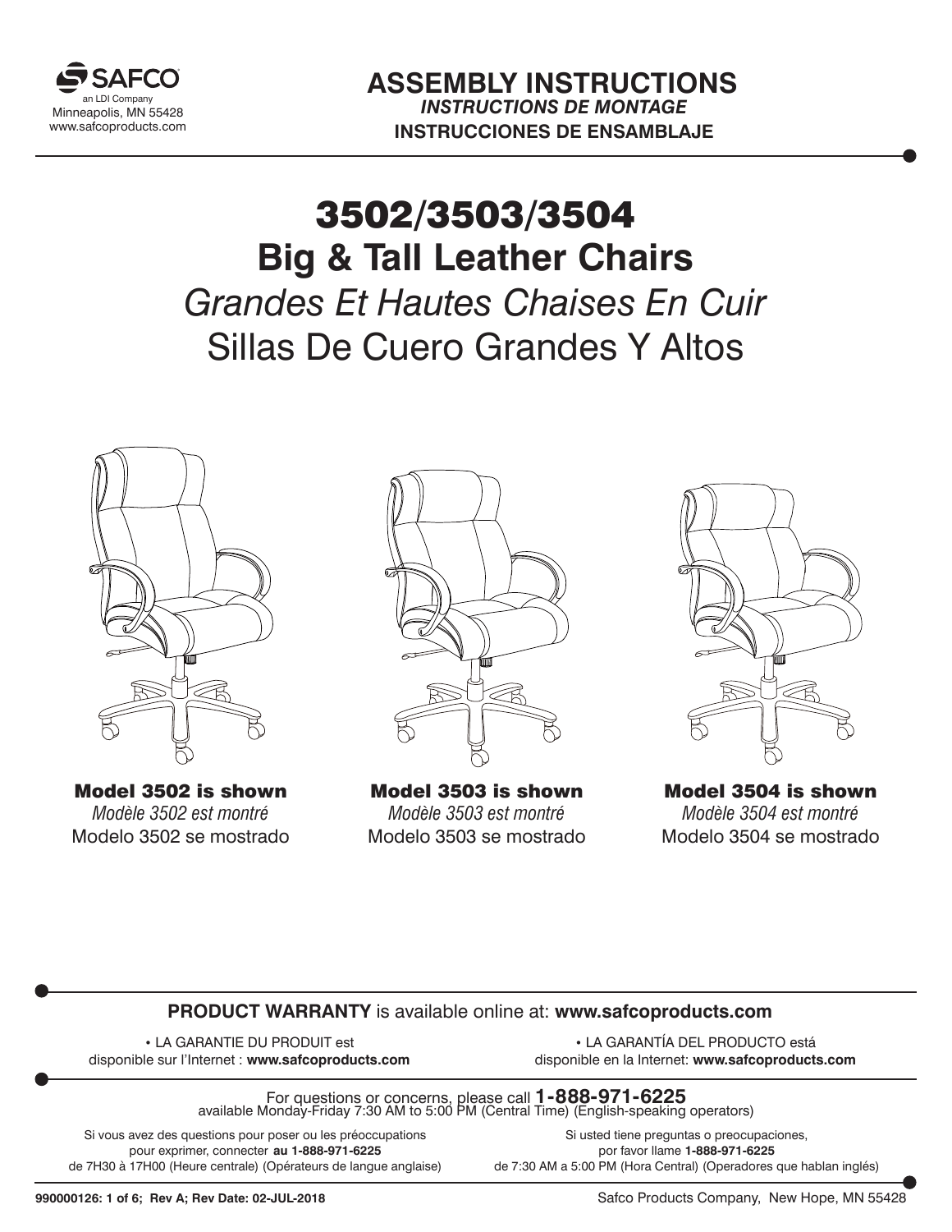SAFCO
an LDI Company
Minneapolis, MN 55428
www.safcoproducts.com

**ASSEMBLY INSTRUCTIONS**
***INSTRUCTIONS DE MONTAGE***
**INSTRUCCIONES DE ENSAMBLAJE**

# 3502/3503/3504
# Big & Tall Leather Chairs
## *Grandes Et Hautes Chaises En Cuir*
## Sillas De Cuero Grandes Y Altos

**Model 3502 is shown**
*Modèle 3502 est montré*
Modelo 3502 se mostrado

**Model 3503 is shown**
*Modèle 3503 est montré*
Modelo 3503 se mostrado

**Model 3504 is shown**
*Modèle 3504 est montré*
Modelo 3504 se mostrado

**PRODUCT WARRANTY** is available online at: **www.safcoproducts.com**

• LA GARANTIE DU PRODUIT est disponible sur l'Internet : **www.safcoproducts.com**

• LA GARANTÍA DEL PRODUCTO está disponible en la Internet: **www.safcoproducts.com**

For questions or concerns, please call **1-888-971-6225**
available Monday-Friday 7:30 AM to 5:00 PM (Central Time) (English-speaking operators)

Si vous avez des questions pour poser ou les préoccupations pour exprimer, connecter **au 1-888-971-6225** de 7H30 à 17H00 (Heure centrale) (Opérateurs de langue anglaise)

Si usted tiene preguntas o preocupaciones, por favor llame **1-888-971-6225** de 7:30 AM a 5:00 PM (Hora Central) (Operadores que hablan inglés)

**990000126: 1 of 6; Rev A; Rev Date: 02-JUL-2018**

Safco Products Company, New Hope, MN 55428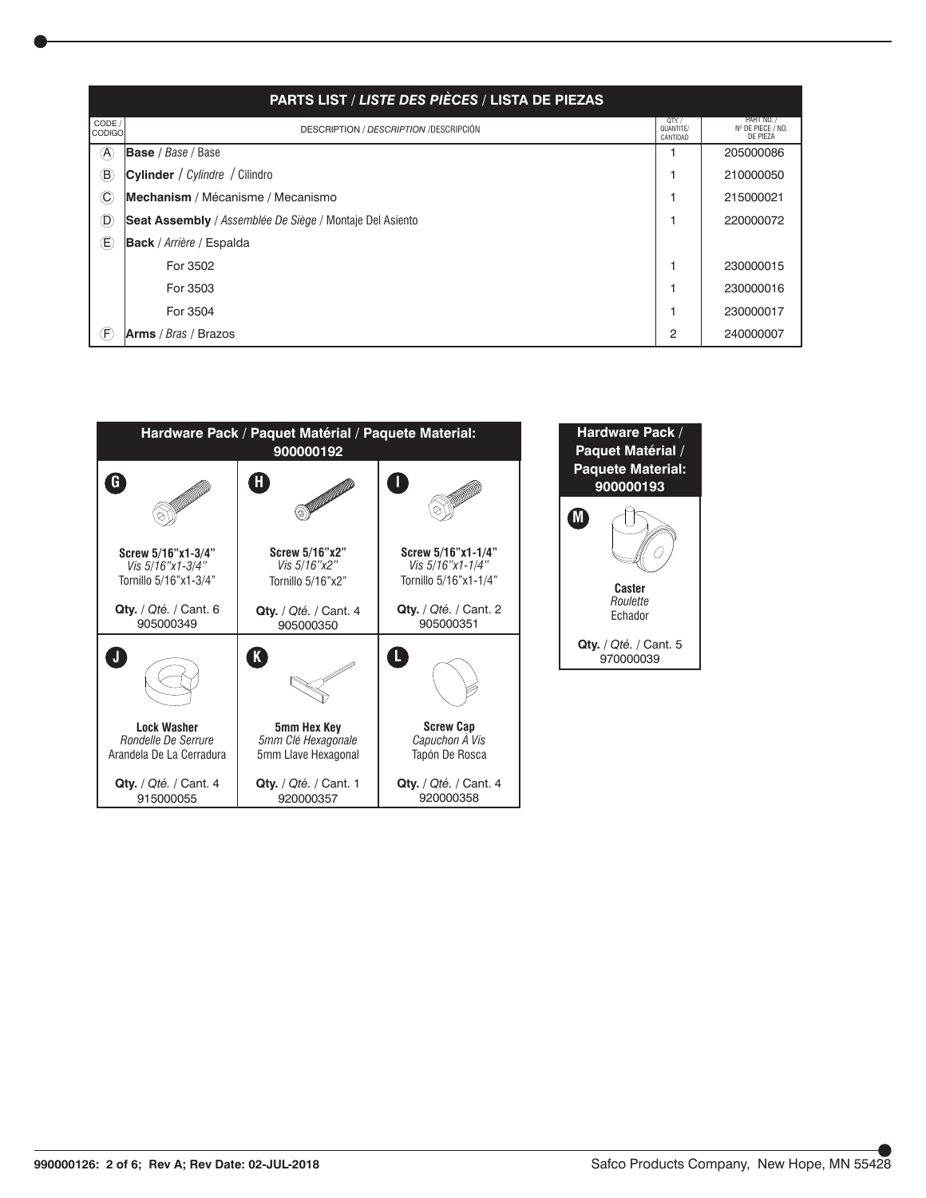## PARTS LIST / *LISTE DES PIÈCES* / LISTA DE PIEZAS

| CODE / CODIGO | DESCRIPTION / *DESCRIPTION* /DESCRIPCIÓN | QTY. / QUANTITÉ/ CANTIDAD | PART NO. / Nº DE PIECE / NO. DE PIEZA |
|---|---|---|---|
| A | **Base** / *Base* / Base | 1 | 205000086 |
| B | **Cylinder** / *Cylindre* / Cilindro | 1 | 210000050 |
| C | **Mechanism** / Mécanisme / Mecanismo | 1 | 215000021 |
| D | **Seat Assembly** / *Assemblée De Siège* / Montaje Del Asiento | 1 | 220000072 |
| E | **Back** / *Arrière* / Espalda | | |
| | For 3502 | 1 | 230000015 |
| | For 3503 | 1 | 230000016 |
| | For 3504 | 1 | 230000017 |
| F | **Arms** / *Bras* / Brazos | 2 | 240000007 |

## Hardware Pack / Paquet Matérial / Paquete Material: 900000192

| G | H | I |
|---|---|---|
| **Screw 5/16"x1-3/4"** *Vis 5/16"x1-3/4"* Tornillo 5/16"x1-3/4" **Qty.** / *Qté.* / Cant. 6 905000349 | **Screw 5/16"x2"** *Vis 5/16"x2"* Tornillo 5/16"x2" **Qty.** / *Qté.* / Cant. 4 905000350 | **Screw 5/16"x1-1/4"** *Vis 5/16"x1-1/4"* Tornillo 5/16"x1-1/4" **Qty.** / *Qté.* / Cant. 2 905000351 |
| **J** | **K** | **L** |
| **Lock Washer** *Rondelle De Serrure* Arandela De La Cerradura **Qty.** / *Qté.* / Cant. 4 915000055 | **5mm Hex Key** *5mm Clé Hexagonale* 5mm Llave Hexagonal **Qty.** / *Qté.* / Cant. 1 920000357 | **Screw Cap** *Capuchon À Vis* Tapón De Rosca **Qty.** / *Qté.* / Cant. 4 920000358 |

## Hardware Pack / Paquet Matérial / Paquete Material: 900000193

| M |
|---|
| **Caster** *Roulette* Echador **Qty.** / *Qté.* / Cant. 5 970000039 |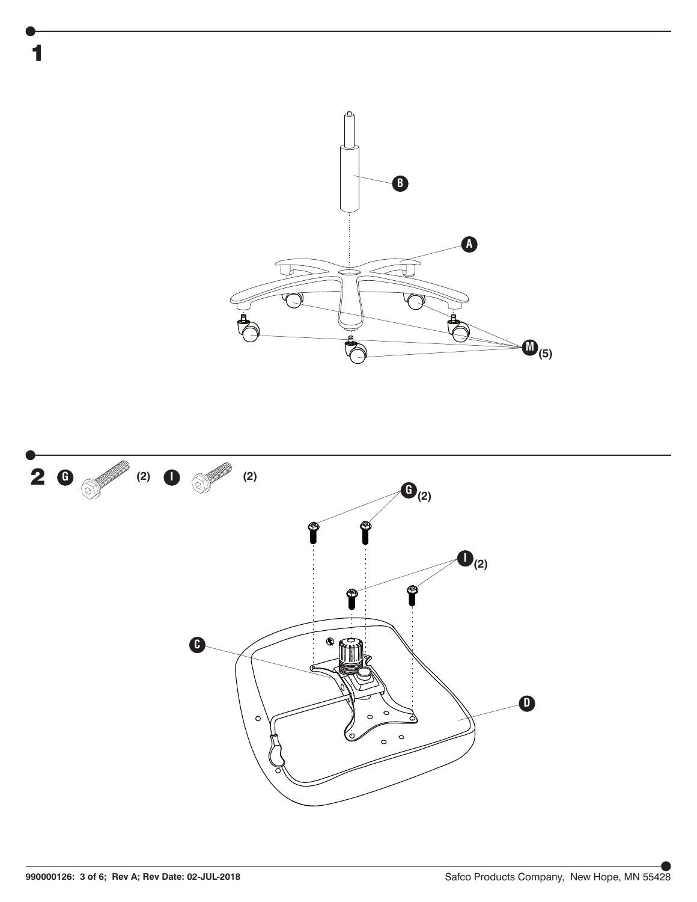# 1

B

A

M (5)

# 2

G (2) I (2)

G (2)

I (2)

C

D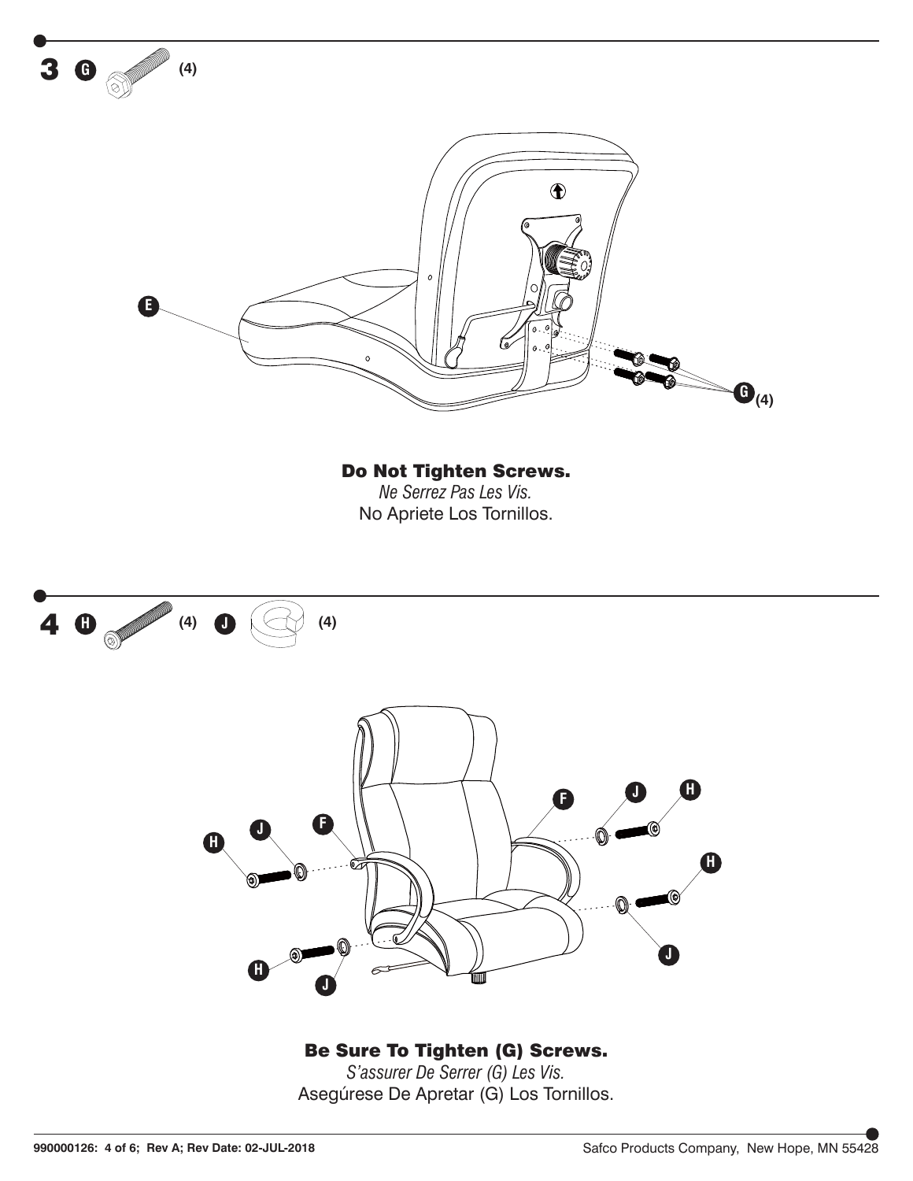## 3

**G** (4)

**E**

**G** (4)

**Do Not Tighten Screws.**

*Ne Serrez Pas Les Vis.*

No Apriete Los Tornillos.

## 4

**H** (4) **J** (4)

**F** **J** **H**

**Be Sure To Tighten (G) Screws.**

*S'assurer De Serrer (G) Les Vis.*

Asegúrese De Apretar (G) Los Tornillos.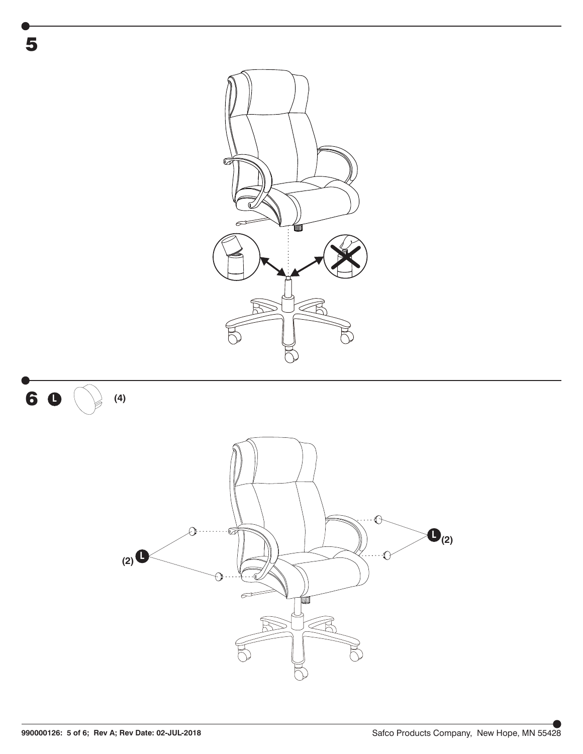## 5

## 6

L (4)

(2) L

L (2)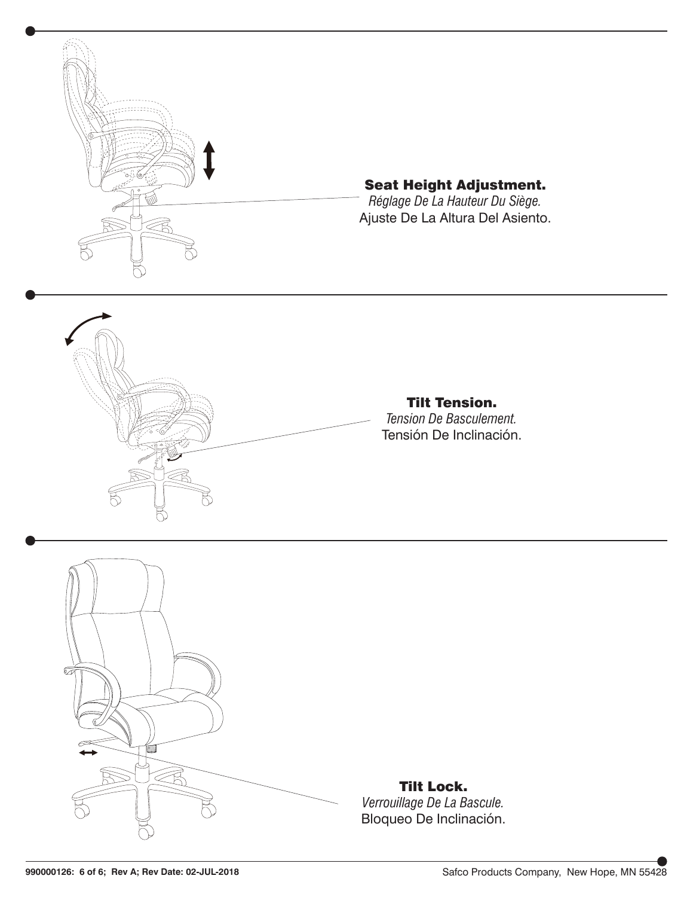**Seat Height Adjustment.**

*Réglage De La Hauteur Du Siège.*

Ajuste De La Altura Del Asiento.

**Tilt Tension.**

*Tension De Basculement.*

Tensión De Inclinación.

**Tilt Lock.**

*Verrouillage De La Bascule.*

Bloqueo De Inclinación.